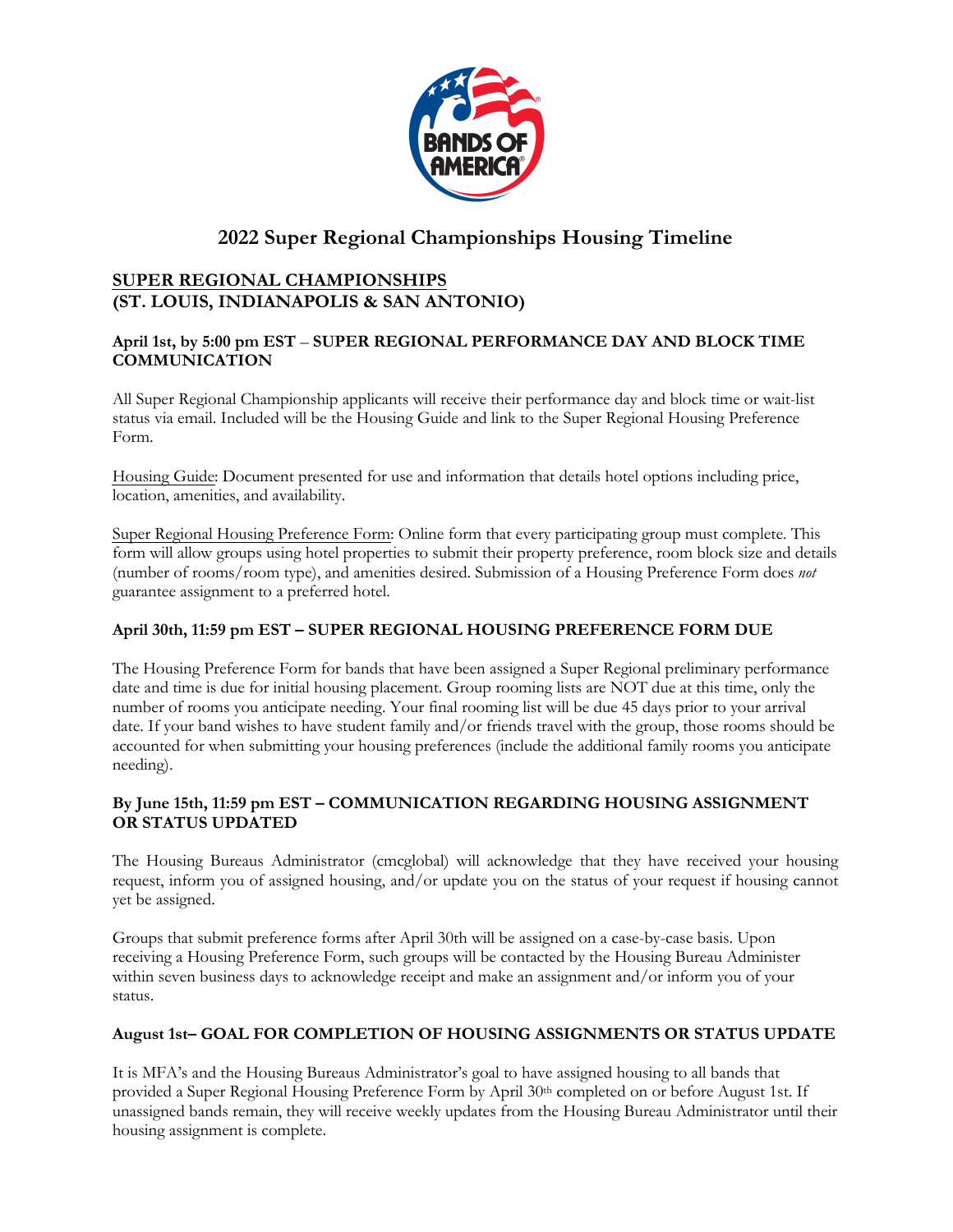# 2022 Super Regional Championships Housing Timeline

## SUPER REGIONAL CHAMPIONSHIPS (ST. LOUIS, INDIANAPOLIS & SAN ANTONIO)

### April 1st, by 5:00 pm EST – SUPER REGIONAL PERFORMANCE DAY AND BLOCK TIME COMMUNICATION

All Super Regional Championship applicants will receive their performance day and block time or wait-list status via email. Included will be the Housing Guide and link to the Super Regional Housing Preference Form.

Housing Guide: Document presented for use and information that details hotel options including price, location, amenities, and availability.

Super Regional Housing Preference Form: Online form that every participating group must complete. This form will allow groups using hotel properties to submit their property preference, room block size and details (number of rooms/room type), and amenities desired. Submission of a Housing Preference Form does *not* guarantee assignment to a preferred hotel.

### April 30th, 11:59 pm EST – SUPER REGIONAL HOUSING PREFERENCE FORM DUE

The Housing Preference Form for bands that have been assigned a Super Regional preliminary performance date and time is due for initial housing placement. Group rooming lists are NOT due at this time, only the number of rooms you anticipate needing. Your final rooming list will be due 45 days prior to your arrival date. If your band wishes to have student family and/or friends travel with the group, those rooms should be accounted for when submitting your housing preferences (include the additional family rooms you anticipate needing).

### By June 15th, 11:59 pm EST – COMMUNICATION REGARDING HOUSING ASSIGNMENT OR STATUS UPDATED

The Housing Bureaus Administrator (cmcglobal) will acknowledge that they have received your housing request, inform you of assigned housing, and/or update you on the status of your request if housing cannot yet be assigned.

Groups that submit preference forms after April 30th will be assigned on a case-by-case basis. Upon receiving a Housing Preference Form, such groups will be contacted by the Housing Bureau Administer within seven business days to acknowledge receipt and make an assignment and/or inform you of your status.

### August 1st– GOAL FOR COMPLETION OF HOUSING ASSIGNMENTS OR STATUS UPDATE

It is MFA's and the Housing Bureaus Administrator's goal to have assigned housing to all bands that provided a Super Regional Housing Preference Form by April 30th completed on or before August 1st. If unassigned bands remain, they will receive weekly updates from the Housing Bureau Administrator until their housing assignment is complete.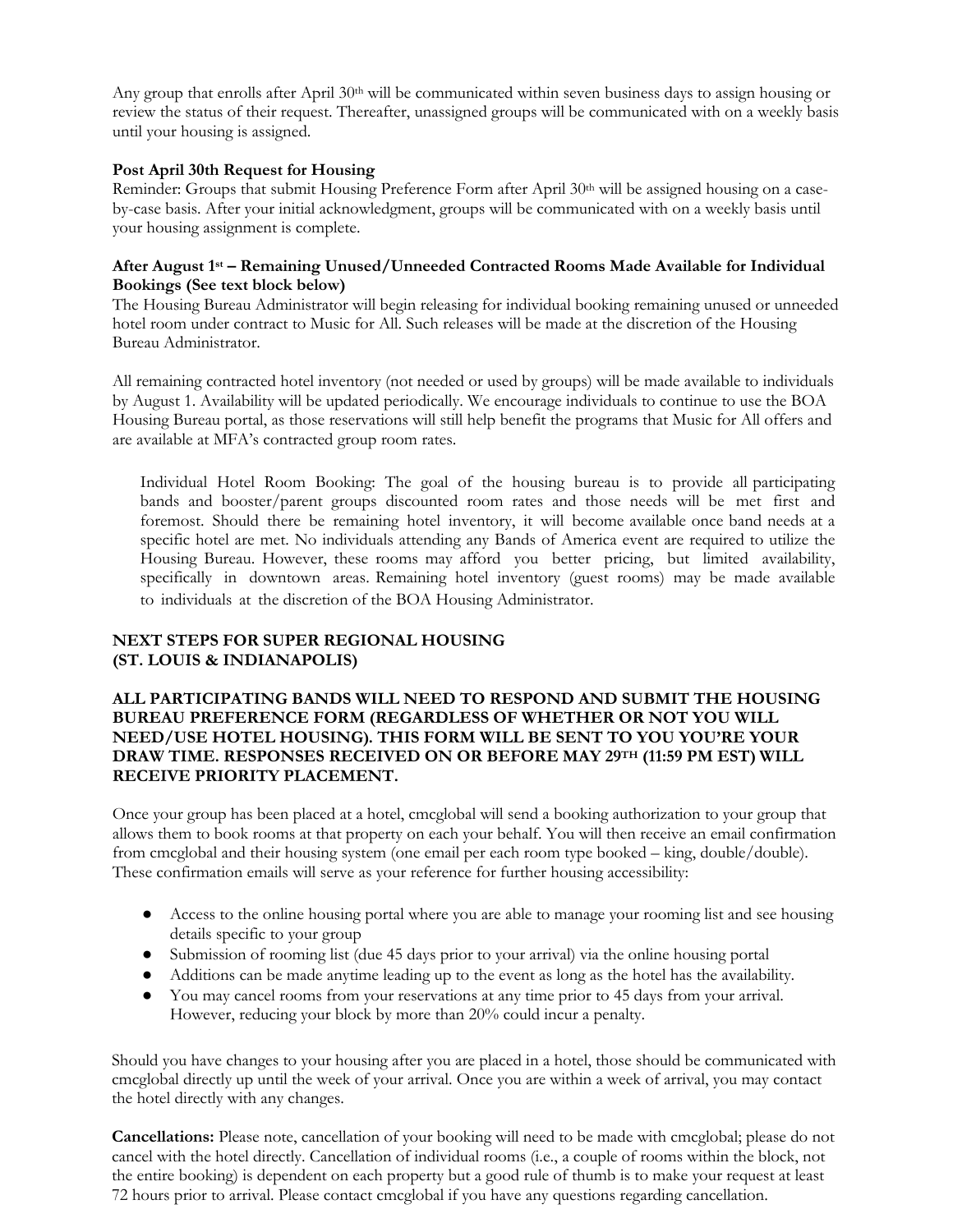Any group that enrolls after April 30th will be communicated within seven business days to assign housing or review the status of their request. Thereafter, unassigned groups will be communicated with on a weekly basis until your housing is assigned.

**Post April 30th Request for Housing**

Reminder: Groups that submit Housing Preference Form after April 30th will be assigned housing on a case-by-case basis. After your initial acknowledgment, groups will be communicated with on a weekly basis until your housing assignment is complete.

**After August 1st – Remaining Unused/Unneeded Contracted Rooms Made Available for Individual Bookings (See text block below)**

The Housing Bureau Administrator will begin releasing for individual booking remaining unused or unneeded hotel room under contract to Music for All. Such releases will be made at the discretion of the Housing Bureau Administrator.

All remaining contracted hotel inventory (not needed or used by groups) will be made available to individuals by August 1. Availability will be updated periodically. We encourage individuals to continue to use the BOA Housing Bureau portal, as those reservations will still help benefit the programs that Music for All offers and are available at MFA's contracted group room rates.

> Individual Hotel Room Booking: The goal of the housing bureau is to provide all participating bands and booster/parent groups discounted room rates and those needs will be met first and foremost. Should there be remaining hotel inventory, it will become available once band needs at a specific hotel are met. No individuals attending any Bands of America event are required to utilize the Housing Bureau. However, these rooms may afford you better pricing, but limited availability, specifically in downtown areas. Remaining hotel inventory (guest rooms) may be made available to individuals at the discretion of the BOA Housing Administrator.

## NEXT STEPS FOR SUPER REGIONAL HOUSING (ST. LOUIS & INDIANAPOLIS)

**ALL PARTICIPATING BANDS WILL NEED TO RESPOND AND SUBMIT THE HOUSING BUREAU PREFERENCE FORM (REGARDLESS OF WHETHER OR NOT YOU WILL NEED/USE HOTEL HOUSING). THIS FORM WILL BE SENT TO YOU YOU'RE YOUR DRAW TIME. RESPONSES RECEIVED ON OR BEFORE MAY 29TH (11:59 PM EST) WILL RECEIVE PRIORITY PLACEMENT.**

Once your group has been placed at a hotel, cmcglobal will send a booking authorization to your group that allows them to book rooms at that property on each your behalf. You will then receive an email confirmation from cmcglobal and their housing system (one email per each room type booked – king, double/double). These confirmation emails will serve as your reference for further housing accessibility:

- Access to the online housing portal where you are able to manage your rooming list and see housing details specific to your group
- Submission of rooming list (due 45 days prior to your arrival) via the online housing portal
- Additions can be made anytime leading up to the event as long as the hotel has the availability.
- You may cancel rooms from your reservations at any time prior to 45 days from your arrival. However, reducing your block by more than 20% could incur a penalty.

Should you have changes to your housing after you are placed in a hotel, those should be communicated with cmcglobal directly up until the week of your arrival. Once you are within a week of arrival, you may contact the hotel directly with any changes.

**Cancellations:** Please note, cancellation of your booking will need to be made with cmcglobal; please do not cancel with the hotel directly. Cancellation of individual rooms (i.e., a couple of rooms within the block, not the entire booking) is dependent on each property but a good rule of thumb is to make your request at least 72 hours prior to arrival. Please contact cmcglobal if you have any questions regarding cancellation.